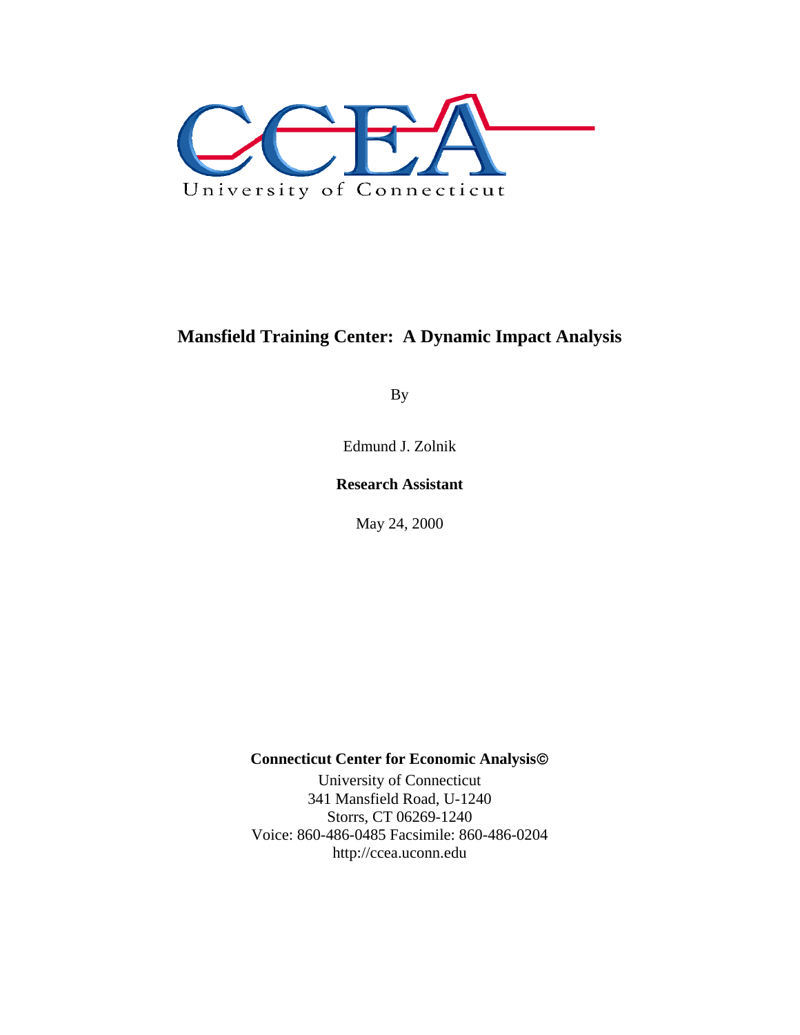CCEA

University of Connecticut

# Mansfield Training Center: A Dynamic Impact Analysis

By

Edmund J. Zolnik

**Research Assistant**

May 24, 2000

**Connecticut Center for Economic Analysis©**

University of Connecticut
341 Mansfield Road, U-1240
Storrs, CT 06269-1240
Voice: 860-486-0485 Facsimile: 860-486-0204
http://ccea.uconn.edu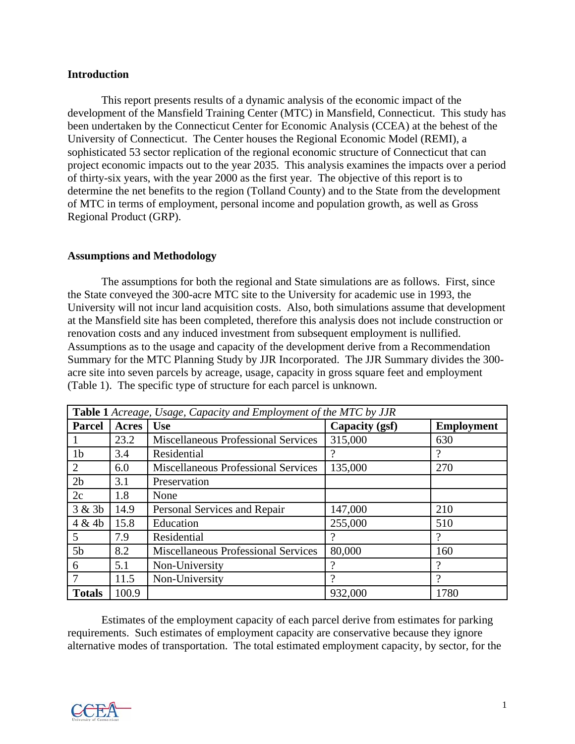## Introduction

This report presents results of a dynamic analysis of the economic impact of the development of the Mansfield Training Center (MTC) in Mansfield, Connecticut. This study has been undertaken by the Connecticut Center for Economic Analysis (CCEA) at the behest of the University of Connecticut. The Center houses the Regional Economic Model (REMI), a sophisticated 53 sector replication of the regional economic structure of Connecticut that can project economic impacts out to the year 2035. This analysis examines the impacts over a period of thirty-six years, with the year 2000 as the first year. The objective of this report is to determine the net benefits to the region (Tolland County) and to the State from the development of MTC in terms of employment, personal income and population growth, as well as Gross Regional Product (GRP).

## Assumptions and Methodology

The assumptions for both the regional and State simulations are as follows. First, since the State conveyed the 300-acre MTC site to the University for academic use in 1993, the University will not incur land acquisition costs. Also, both simulations assume that development at the Mansfield site has been completed, therefore this analysis does not include construction or renovation costs and any induced investment from subsequent employment is nullified. Assumptions as to the usage and capacity of the development derive from a Recommendation Summary for the MTC Planning Study by JJR Incorporated. The JJR Summary divides the 300-acre site into seven parcels by acreage, usage, capacity in gross square feet and employment (Table 1). The specific type of structure for each parcel is unknown.

**Table 1** *Acreage, Usage, Capacity and Employment of the MTC by JJR*

| Parcel | Acres | Use | Capacity (gsf) | Employment |
|---|---|---|---|---|
| 1 | 23.2 | Miscellaneous Professional Services | 315,000 | 630 |
| 1b | 3.4 | Residential | ? | ? |
| 2 | 6.0 | Miscellaneous Professional Services | 135,000 | 270 |
| 2b | 3.1 | Preservation | | |
| 2c | 1.8 | None | | |
| 3 & 3b | 14.9 | Personal Services and Repair | 147,000 | 210 |
| 4 & 4b | 15.8 | Education | 255,000 | 510 |
| 5 | 7.9 | Residential | ? | ? |
| 5b | 8.2 | Miscellaneous Professional Services | 80,000 | 160 |
| 6 | 5.1 | Non-University | ? | ? |
| 7 | 11.5 | Non-University | ? | ? |
| **Totals** | 100.9 | | 932,000 | 1780 |

Estimates of the employment capacity of each parcel derive from estimates for parking requirements. Such estimates of employment capacity are conservative because they ignore alternative modes of transportation. The total estimated employment capacity, by sector, for the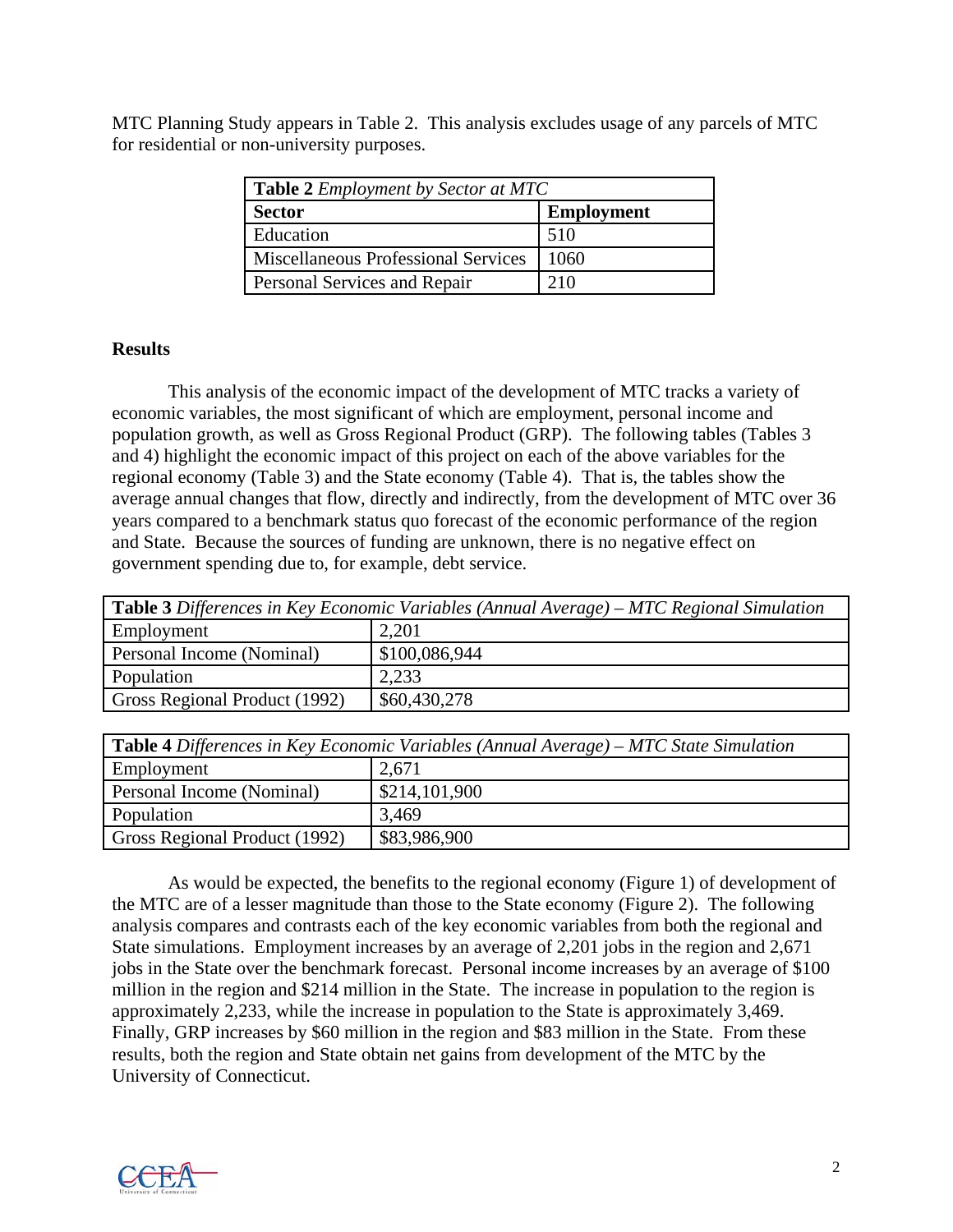MTC Planning Study appears in Table 2. This analysis excludes usage of any parcels of MTC for residential or non-university purposes.

| **Table 2** *Employment by Sector at MTC* | |
|---|---|
| **Sector** | **Employment** |
| Education | 510 |
| Miscellaneous Professional Services | 1060 |
| Personal Services and Repair | 210 |

**Results**

This analysis of the economic impact of the development of MTC tracks a variety of economic variables, the most significant of which are employment, personal income and population growth, as well as Gross Regional Product (GRP). The following tables (Tables 3 and 4) highlight the economic impact of this project on each of the above variables for the regional economy (Table 3) and the State economy (Table 4). That is, the tables show the average annual changes that flow, directly and indirectly, from the development of MTC over 36 years compared to a benchmark status quo forecast of the economic performance of the region and State. Because the sources of funding are unknown, there is no negative effect on government spending due to, for example, debt service.

| **Table 3** *Differences in Key Economic Variables (Annual Average) – MTC Regional Simulation* | |
|---|---|
| Employment | 2,201 |
| Personal Income (Nominal) | $100,086,944 |
| Population | 2,233 |
| Gross Regional Product (1992) | $60,430,278 |

| **Table 4** *Differences in Key Economic Variables (Annual Average) – MTC State Simulation* | |
|---|---|
| Employment | 2,671 |
| Personal Income (Nominal) | $214,101,900 |
| Population | 3,469 |
| Gross Regional Product (1992) | $83,986,900 |

As would be expected, the benefits to the regional economy (Figure 1) of development of the MTC are of a lesser magnitude than those to the State economy (Figure 2). The following analysis compares and contrasts each of the key economic variables from both the regional and State simulations. Employment increases by an average of 2,201 jobs in the region and 2,671 jobs in the State over the benchmark forecast. Personal income increases by an average of $100 million in the region and $214 million in the State. The increase in population to the region is approximately 2,233, while the increase in population to the State is approximately 3,469. Finally, GRP increases by $60 million in the region and $83 million in the State. From these results, both the region and State obtain net gains from development of the MTC by the University of Connecticut.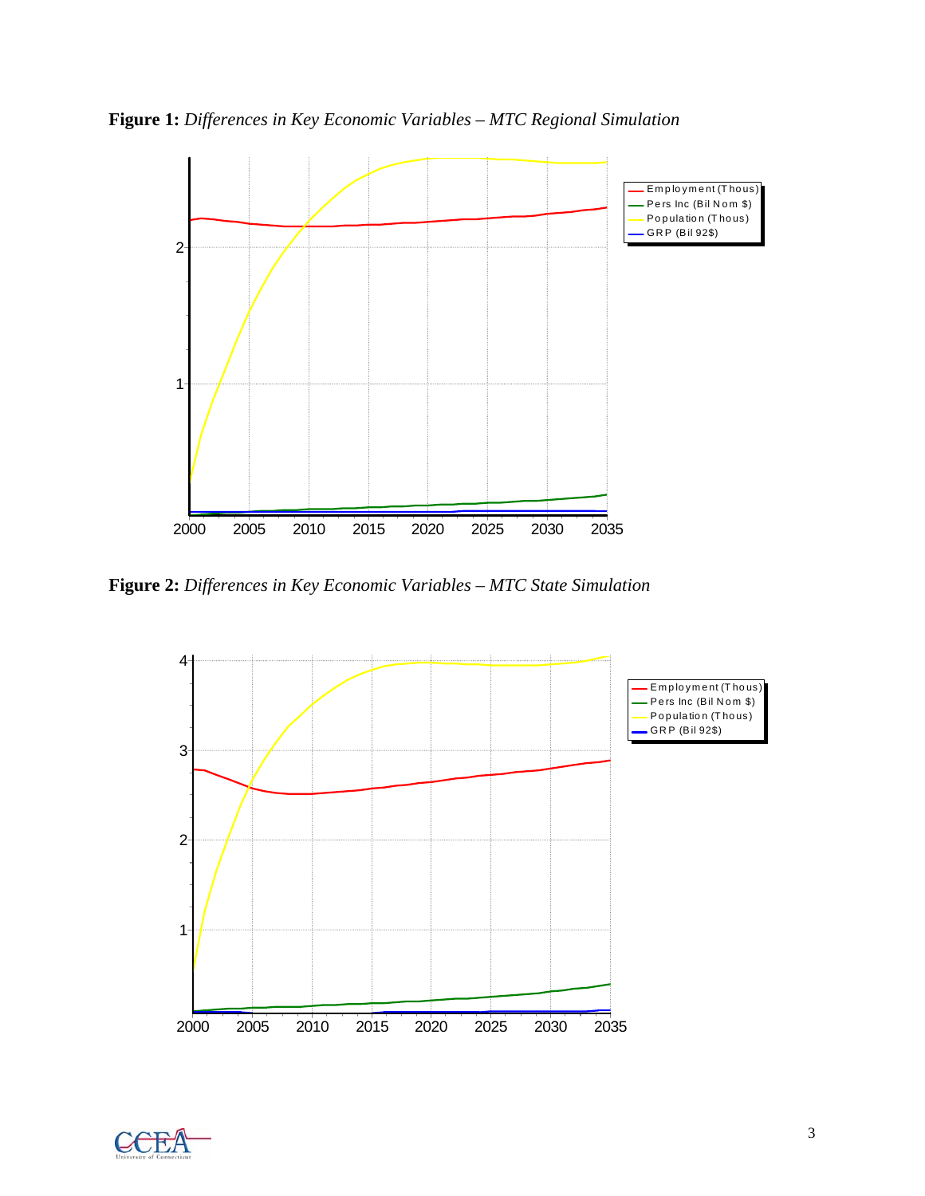**Figure 1:** *Differences in Key Economic Variables – MTC Regional Simulation*

**Figure 2:** *Differences in Key Economic Variables – MTC State Simulation*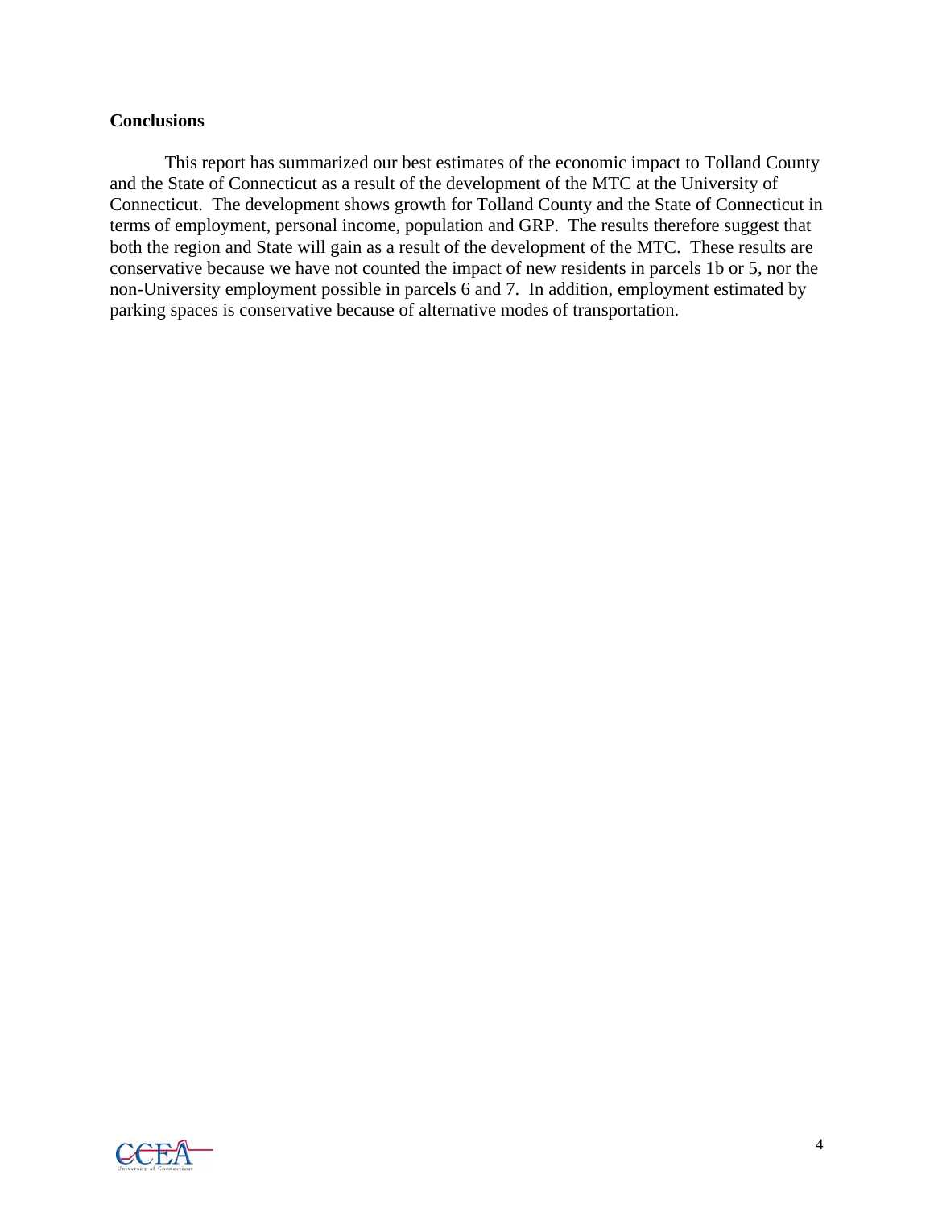## Conclusions

This report has summarized our best estimates of the economic impact to Tolland County and the State of Connecticut as a result of the development of the MTC at the University of Connecticut. The development shows growth for Tolland County and the State of Connecticut in terms of employment, personal income, population and GRP. The results therefore suggest that both the region and State will gain as a result of the development of the MTC. These results are conservative because we have not counted the impact of new residents in parcels 1b or 5, nor the non-University employment possible in parcels 6 and 7. In addition, employment estimated by parking spaces is conservative because of alternative modes of transportation.